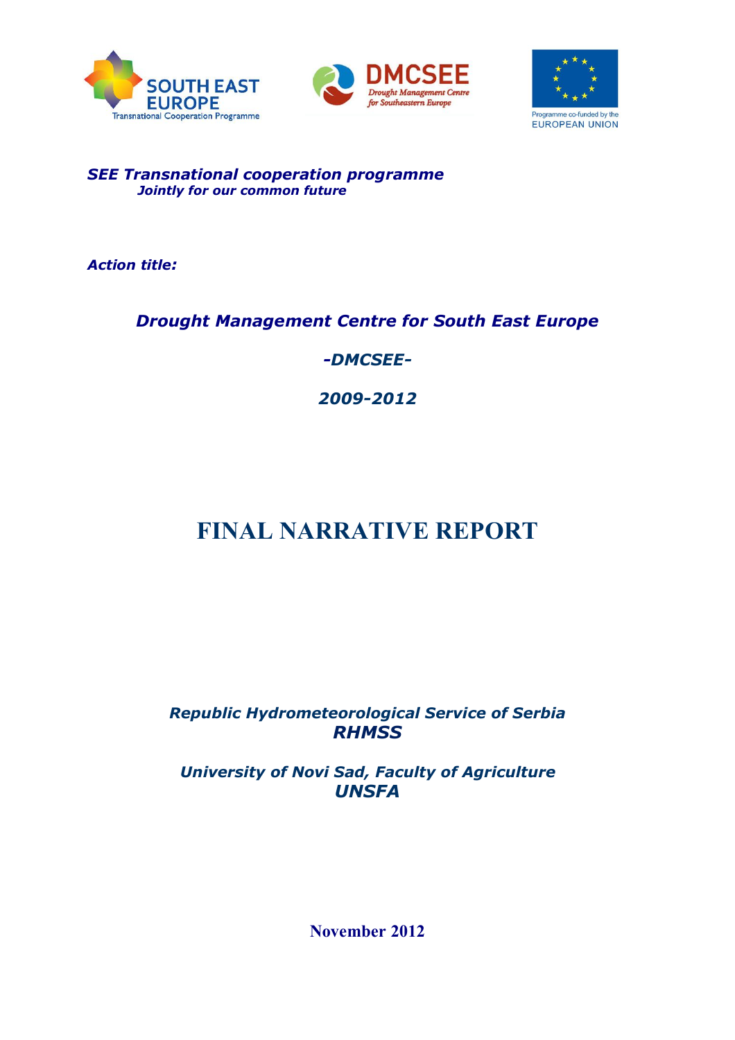SOUTH EAST EUROPE
Transnational Cooperation Programme

DMCSEE
Drought Management Centre for Southeastern Europe

Programme co-funded by the EUROPEAN UNION

***SEE Transnational cooperation programme***
***Jointly for our common future***

***Action title:***

***Drought Management Centre for South East Europe***

***-DMCSEE-***

***2009-2012***

# FINAL NARRATIVE REPORT

***Republic Hydrometeorological Service of Serbia***
***RHMSS***

***University of Novi Sad, Faculty of Agriculture***
***UNSFA***

**November 2012**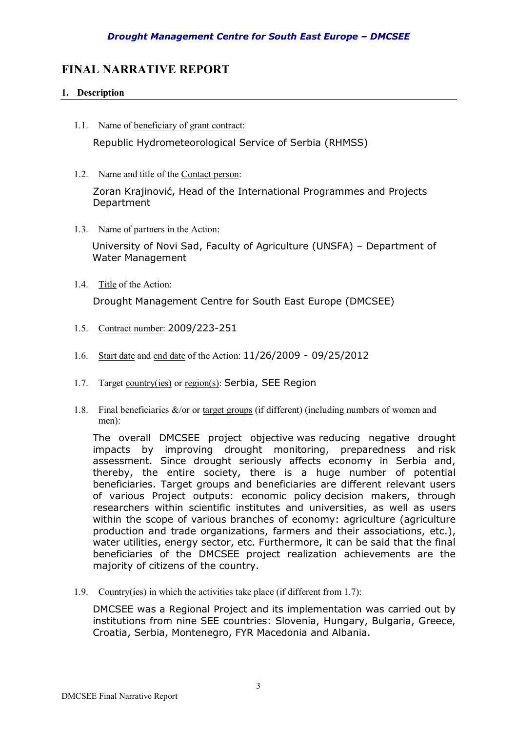# FINAL NARRATIVE REPORT

## 1. Description

1.1. Name of beneficiary of grant contract:

Republic Hydrometeorological Service of Serbia (RHMSS)

1.2. Name and title of the Contact person:

Zoran Krajinović, Head of the International Programmes and Projects Department

1.3. Name of partners in the Action:

University of Novi Sad, Faculty of Agriculture (UNSFA) – Department of Water Management

1.4. Title of the Action:

Drought Management Centre for South East Europe (DMCSEE)

1.5. Contract number: 2009/223-251

1.6. Start date and end date of the Action: 11/26/2009 - 09/25/2012

1.7. Target country(ies) or region(s): Serbia, SEE Region

1.8. Final beneficiaries &/or or target groups (if different) (including numbers of women and men):

The overall DMCSEE project objective was reducing negative drought impacts by improving drought monitoring, preparedness and risk assessment. Since drought seriously affects economy in Serbia and, thereby, the entire society, there is a huge number of potential beneficiaries. Target groups and beneficiaries are different relevant users of various Project outputs: economic policy decision makers, through researchers within scientific institutes and universities, as well as users within the scope of various branches of economy: agriculture (agriculture production and trade organizations, farmers and their associations, etc.), water utilities, energy sector, etc. Furthermore, it can be said that the final beneficiaries of the DMCSEE project realization achievements are the majority of citizens of the country.

1.9. Country(ies) in which the activities take place (if different from 1.7):

DMCSEE was a Regional Project and its implementation was carried out by institutions from nine SEE countries: Slovenia, Hungary, Bulgaria, Greece, Croatia, Serbia, Montenegro, FYR Macedonia and Albania.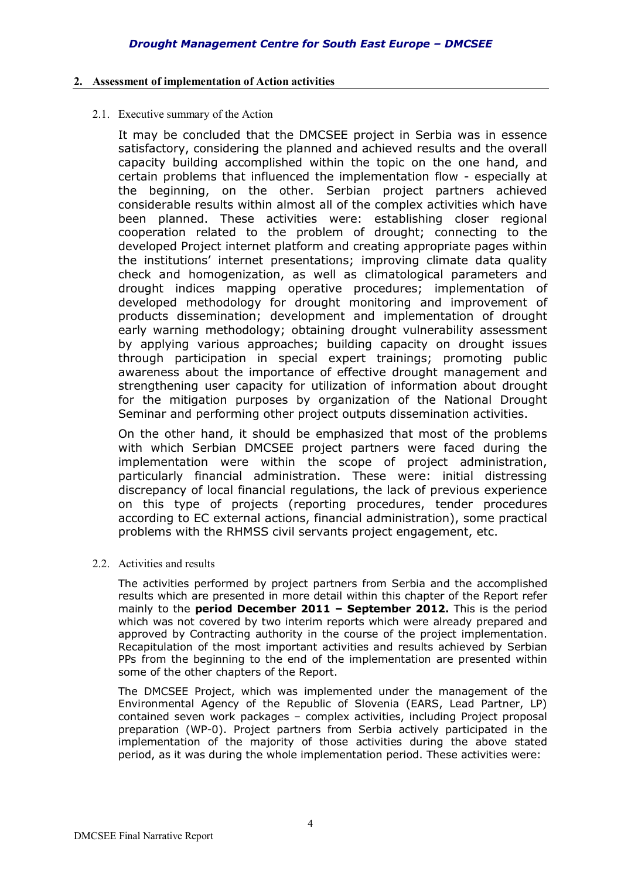## 2. Assessment of implementation of Action activities

### 2.1. Executive summary of the Action

It may be concluded that the DMCSEE project in Serbia was in essence satisfactory, considering the planned and achieved results and the overall capacity building accomplished within the topic on the one hand, and certain problems that influenced the implementation flow - especially at the beginning, on the other. Serbian project partners achieved considerable results within almost all of the complex activities which have been planned. These activities were: establishing closer regional cooperation related to the problem of drought; connecting to the developed Project internet platform and creating appropriate pages within the institutions' internet presentations; improving climate data quality check and homogenization, as well as climatological parameters and drought indices mapping operative procedures; implementation of developed methodology for drought monitoring and improvement of products dissemination; development and implementation of drought early warning methodology; obtaining drought vulnerability assessment by applying various approaches; building capacity on drought issues through participation in special expert trainings; promoting public awareness about the importance of effective drought management and strengthening user capacity for utilization of information about drought for the mitigation purposes by organization of the National Drought Seminar and performing other project outputs dissemination activities.

On the other hand, it should be emphasized that most of the problems with which Serbian DMCSEE project partners were faced during the implementation were within the scope of project administration, particularly financial administration. These were: initial distressing discrepancy of local financial regulations, the lack of previous experience on this type of projects (reporting procedures, tender procedures according to EC external actions, financial administration), some practical problems with the RHMSS civil servants project engagement, etc.

### 2.2. Activities and results

The activities performed by project partners from Serbia and the accomplished results which are presented in more detail within this chapter of the Report refer mainly to the **period December 2011 – September 2012.** This is the period which was not covered by two interim reports which were already prepared and approved by Contracting authority in the course of the project implementation. Recapitulation of the most important activities and results achieved by Serbian PPs from the beginning to the end of the implementation are presented within some of the other chapters of the Report.

The DMCSEE Project, which was implemented under the management of the Environmental Agency of the Republic of Slovenia (EARS, Lead Partner, LP) contained seven work packages – complex activities, including Project proposal preparation (WP-0). Project partners from Serbia actively participated in the implementation of the majority of those activities during the above stated period, as it was during the whole implementation period. These activities were: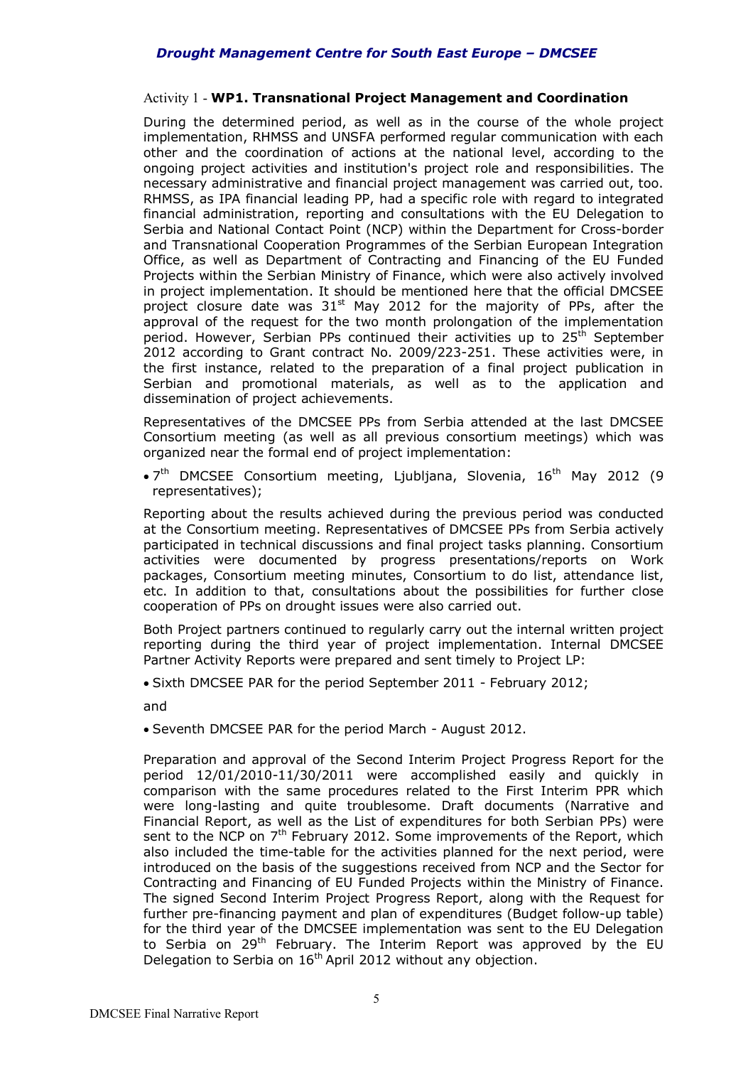Activity 1 - **WP1. Transnational Project Management and Coordination**

During the determined period, as well as in the course of the whole project implementation, RHMSS and UNSFA performed regular communication with each other and the coordination of actions at the national level, according to the ongoing project activities and institution's project role and responsibilities. The necessary administrative and financial project management was carried out, too. RHMSS, as IPA financial leading PP, had a specific role with regard to integrated financial administration, reporting and consultations with the EU Delegation to Serbia and National Contact Point (NCP) within the Department for Cross-border and Transnational Cooperation Programmes of the Serbian European Integration Office, as well as Department of Contracting and Financing of the EU Funded Projects within the Serbian Ministry of Finance, which were also actively involved in project implementation. It should be mentioned here that the official DMCSEE project closure date was 31st May 2012 for the majority of PPs, after the approval of the request for the two month prolongation of the implementation period. However, Serbian PPs continued their activities up to 25th September 2012 according to Grant contract No. 2009/223-251. These activities were, in the first instance, related to the preparation of a final project publication in Serbian and promotional materials, as well as to the application and dissemination of project achievements.

Representatives of the DMCSEE PPs from Serbia attended at the last DMCSEE Consortium meeting (as well as all previous consortium meetings) which was organized near the formal end of project implementation:

- 7th DMCSEE Consortium meeting, Ljubljana, Slovenia, 16th May 2012 (9 representatives);

Reporting about the results achieved during the previous period was conducted at the Consortium meeting. Representatives of DMCSEE PPs from Serbia actively participated in technical discussions and final project tasks planning. Consortium activities were documented by progress presentations/reports on Work packages, Consortium meeting minutes, Consortium to do list, attendance list, etc. In addition to that, consultations about the possibilities for further close cooperation of PPs on drought issues were also carried out.

Both Project partners continued to regularly carry out the internal written project reporting during the third year of project implementation. Internal DMCSEE Partner Activity Reports were prepared and sent timely to Project LP:

- Sixth DMCSEE PAR for the period September 2011 - February 2012;

and

- Seventh DMCSEE PAR for the period March - August 2012.

Preparation and approval of the Second Interim Project Progress Report for the period 12/01/2010-11/30/2011 were accomplished easily and quickly in comparison with the same procedures related to the First Interim PPR which were long-lasting and quite troublesome. Draft documents (Narrative and Financial Report, as well as the List of expenditures for both Serbian PPs) were sent to the NCP on 7th February 2012. Some improvements of the Report, which also included the time-table for the activities planned for the next period, were introduced on the basis of the suggestions received from NCP and the Sector for Contracting and Financing of EU Funded Projects within the Ministry of Finance. The signed Second Interim Project Progress Report, along with the Request for further pre-financing payment and plan of expenditures (Budget follow-up table) for the third year of the DMCSEE implementation was sent to the EU Delegation to Serbia on 29th February. The Interim Report was approved by the EU Delegation to Serbia on 16th April 2012 without any objection.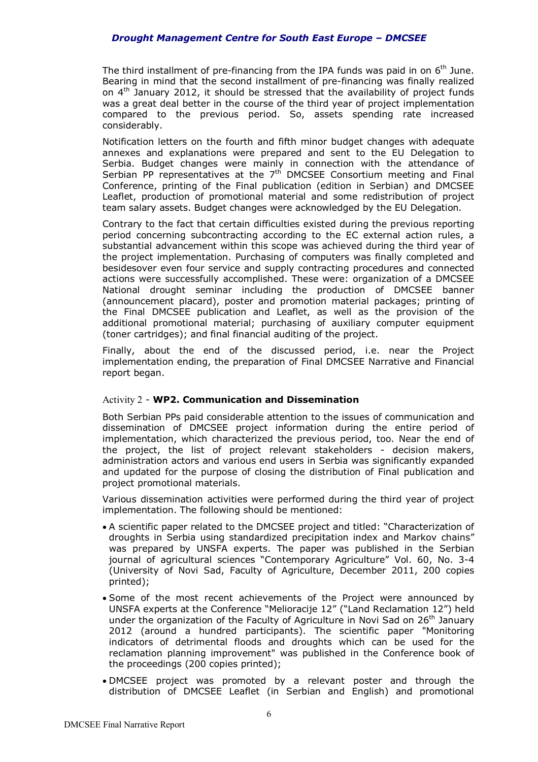The third installment of pre-financing from the IPA funds was paid in on 6th June. Bearing in mind that the second installment of pre-financing was finally realized on 4th January 2012, it should be stressed that the availability of project funds was a great deal better in the course of the third year of project implementation compared to the previous period. So, assets spending rate increased considerably.

Notification letters on the fourth and fifth minor budget changes with adequate annexes and explanations were prepared and sent to the EU Delegation to Serbia. Budget changes were mainly in connection with the attendance of Serbian PP representatives at the 7th DMCSEE Consortium meeting and Final Conference, printing of the Final publication (edition in Serbian) and DMCSEE Leaflet, production of promotional material and some redistribution of project team salary assets. Budget changes were acknowledged by the EU Delegation.

Contrary to the fact that certain difficulties existed during the previous reporting period concerning subcontracting according to the EC external action rules, a substantial advancement within this scope was achieved during the third year of the project implementation. Purchasing of computers was finally completed and besidesover even four service and supply contracting procedures and connected actions were successfully accomplished. These were: organization of a DMCSEE National drought seminar including the production of DMCSEE banner (announcement placard), poster and promotion material packages; printing of the Final DMCSEE publication and Leaflet, as well as the provision of the additional promotional material; purchasing of auxiliary computer equipment (toner cartridges); and final financial auditing of the project.

Finally, about the end of the discussed period, i.e. near the Project implementation ending, the preparation of Final DMCSEE Narrative and Financial report began.

### Activity 2 - **WP2. Communication and Dissemination**

Both Serbian PPs paid considerable attention to the issues of communication and dissemination of DMCSEE project information during the entire period of implementation, which characterized the previous period, too. Near the end of the project, the list of project relevant stakeholders - decision makers, administration actors and various end users in Serbia was significantly expanded and updated for the purpose of closing the distribution of Final publication and project promotional materials.

Various dissemination activities were performed during the third year of project implementation. The following should be mentioned:

- A scientific paper related to the DMCSEE project and titled: "Characterization of droughts in Serbia using standardized precipitation index and Markov chains" was prepared by UNSFA experts. The paper was published in the Serbian journal of agricultural sciences "Contemporary Agriculture" Vol. 60, No. 3-4 (University of Novi Sad, Faculty of Agriculture, December 2011, 200 copies printed);
- Some of the most recent achievements of the Project were announced by UNSFA experts at the Conference "Melioracije 12" ("Land Reclamation 12") held under the organization of the Faculty of Agriculture in Novi Sad on 26th January 2012 (around a hundred participants). The scientific paper "Monitoring indicators of detrimental floods and droughts which can be used for the reclamation planning improvement" was published in the Conference book of the proceedings (200 copies printed);
- DMCSEE project was promoted by a relevant poster and through the distribution of DMCSEE Leaflet (in Serbian and English) and promotional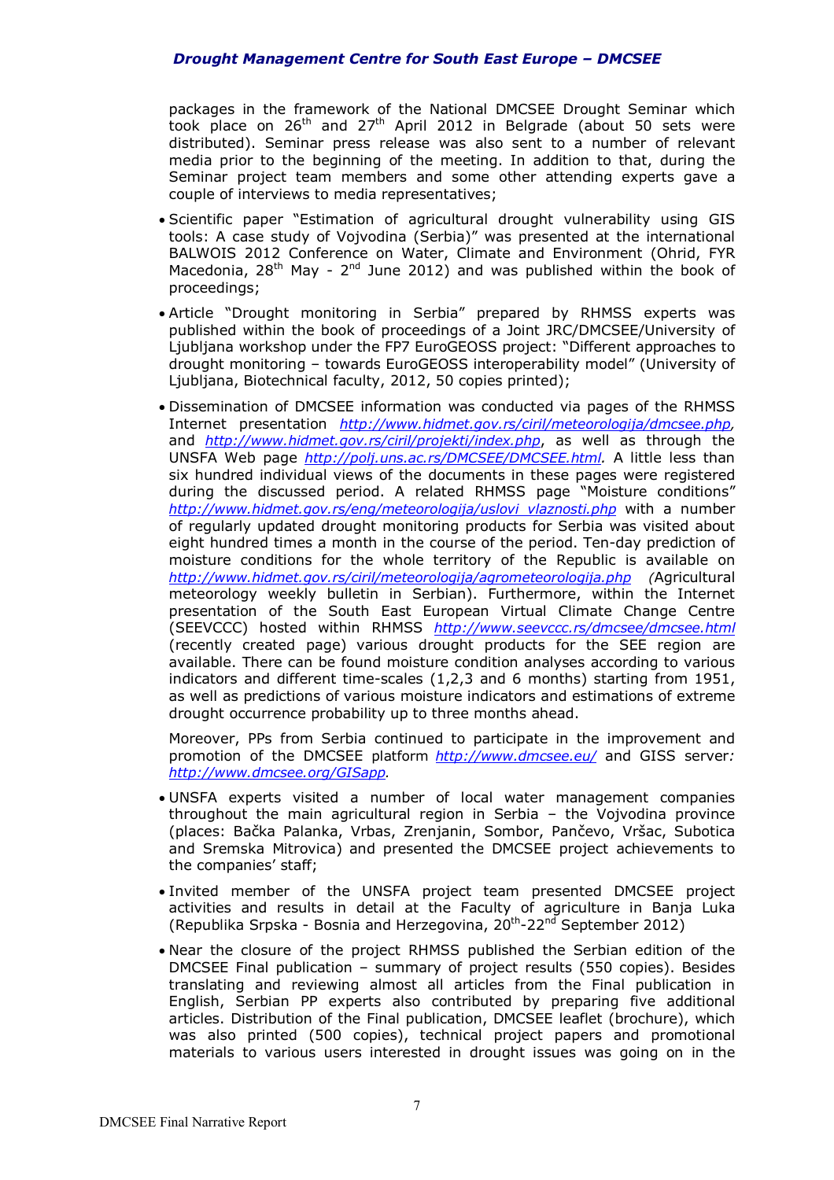packages in the framework of the National DMCSEE Drought Seminar which took place on 26th and 27th April 2012 in Belgrade (about 50 sets were distributed). Seminar press release was also sent to a number of relevant media prior to the beginning of the meeting. In addition to that, during the Seminar project team members and some other attending experts gave a couple of interviews to media representatives;

- Scientific paper "Estimation of agricultural drought vulnerability using GIS tools: A case study of Vojvodina (Serbia)" was presented at the international BALWOIS 2012 Conference on Water, Climate and Environment (Ohrid, FYR Macedonia, 28th May - 2nd June 2012) and was published within the book of proceedings;
- Article "Drought monitoring in Serbia" prepared by RHMSS experts was published within the book of proceedings of a Joint JRC/DMCSEE/University of Ljubljana workshop under the FP7 EuroGEOSS project: "Different approaches to drought monitoring – towards EuroGEOSS interoperability model" (University of Ljubljana, Biotechnical faculty, 2012, 50 copies printed);
- Dissemination of DMCSEE information was conducted via pages of the RHMSS Internet presentation *http://www.hidmet.gov.rs/ciril/meteorologija/dmcsee.php,* and *http://www.hidmet.gov.rs/ciril/projekti/index.php*, as well as through the UNSFA Web page *http://polj.uns.ac.rs/DMCSEE/DMCSEE.html.* A little less than six hundred individual views of the documents in these pages were registered during the discussed period. A related RHMSS page "Moisture conditions" *http://www.hidmet.gov.rs/eng/meteorologija/uslovi_vlaznosti.php* with a number of regularly updated drought monitoring products for Serbia was visited about eight hundred times a month in the course of the period. Ten-day prediction of moisture conditions for the whole territory of the Republic is available on *http://www.hidmet.gov.rs/ciril/meteorologija/agrometeorologija.php* *(*Agricultural meteorology weekly bulletin in Serbian). Furthermore, within the Internet presentation of the South East European Virtual Climate Change Centre (SEEVCCC) hosted within RHMSS *http://www.seevccc.rs/dmcsee/dmcsee.html* (recently created page) various drought products for the SEE region are available. There can be found moisture condition analyses according to various indicators and different time-scales (1,2,3 and 6 months) starting from 1951, as well as predictions of various moisture indicators and estimations of extreme drought occurrence probability up to three months ahead.

  Moreover, PPs from Serbia continued to participate in the improvement and promotion of the DMCSEE platform *http://www.dmcsee.eu/* and GISS server*: http://www.dmcsee.org/GISapp.*
- UNSFA experts visited a number of local water management companies throughout the main agricultural region in Serbia – the Vojvodina province (places: Bačka Palanka, Vrbas, Zrenjanin, Sombor, Pančevo, Vršac, Subotica and Sremska Mitrovica) and presented the DMCSEE project achievements to the companies' staff;
- Invited member of the UNSFA project team presented DMCSEE project activities and results in detail at the Faculty of agriculture in Banja Luka (Republika Srpska - Bosnia and Herzegovina, 20th-22nd September 2012)
- Near the closure of the project RHMSS published the Serbian edition of the DMCSEE Final publication – summary of project results (550 copies). Besides translating and reviewing almost all articles from the Final publication in English, Serbian PP experts also contributed by preparing five additional articles. Distribution of the Final publication, DMCSEE leaflet (brochure), which was also printed (500 copies), technical project papers and promotional materials to various users interested in drought issues was going on in the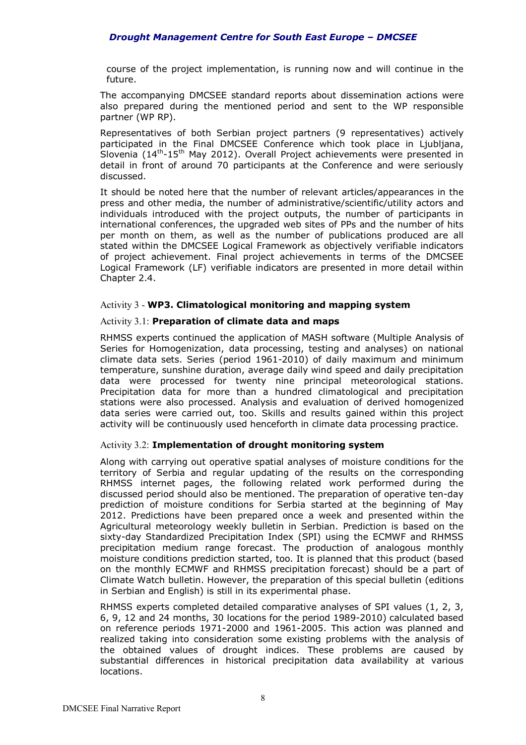course of the project implementation, is running now and will continue in the future.

The accompanying DMCSEE standard reports about dissemination actions were also prepared during the mentioned period and sent to the WP responsible partner (WP RP).

Representatives of both Serbian project partners (9 representatives) actively participated in the Final DMCSEE Conference which took place in Ljubljana, Slovenia ($14^{th}$-$15^{th}$ May 2012). Overall Project achievements were presented in detail in front of around 70 participants at the Conference and were seriously discussed.

It should be noted here that the number of relevant articles/appearances in the press and other media, the number of administrative/scientific/utility actors and individuals introduced with the project outputs, the number of participants in international conferences, the upgraded web sites of PPs and the number of hits per month on them, as well as the number of publications produced are all stated within the DMCSEE Logical Framework as objectively verifiable indicators of project achievement. Final project achievements in terms of the DMCSEE Logical Framework (LF) verifiable indicators are presented in more detail within Chapter 2.4.

### Activity 3 - **WP3. Climatological monitoring and mapping system**

#### Activity 3.1: **Preparation of climate data and maps**

RHMSS experts continued the application of MASH software (Multiple Analysis of Series for Homogenization, data processing, testing and analyses) on national climate data sets. Series (period 1961-2010) of daily maximum and minimum temperature, sunshine duration, average daily wind speed and daily precipitation data were processed for twenty nine principal meteorological stations. Precipitation data for more than a hundred climatological and precipitation stations were also processed. Analysis and evaluation of derived homogenized data series were carried out, too. Skills and results gained within this project activity will be continuously used henceforth in climate data processing practice.

#### Activity 3.2: **Implementation of drought monitoring system**

Along with carrying out operative spatial analyses of moisture conditions for the territory of Serbia and regular updating of the results on the corresponding RHMSS internet pages, the following related work performed during the discussed period should also be mentioned. The preparation of operative ten-day prediction of moisture conditions for Serbia started at the beginning of May 2012. Predictions have been prepared once a week and presented within the Agricultural meteorology weekly bulletin in Serbian. Prediction is based on the sixty-day Standardized Precipitation Index (SPI) using the ECMWF and RHMSS precipitation medium range forecast. The production of analogous monthly moisture conditions prediction started, too. It is planned that this product (based on the monthly ECMWF and RHMSS precipitation forecast) should be a part of Climate Watch bulletin. However, the preparation of this special bulletin (editions in Serbian and English) is still in its experimental phase.

RHMSS experts completed detailed comparative analyses of SPI values (1, 2, 3, 6, 9, 12 and 24 months, 30 locations for the period 1989-2010) calculated based on reference periods 1971-2000 and 1961-2005. This action was planned and realized taking into consideration some existing problems with the analysis of the obtained values of drought indices. These problems are caused by substantial differences in historical precipitation data availability at various locations.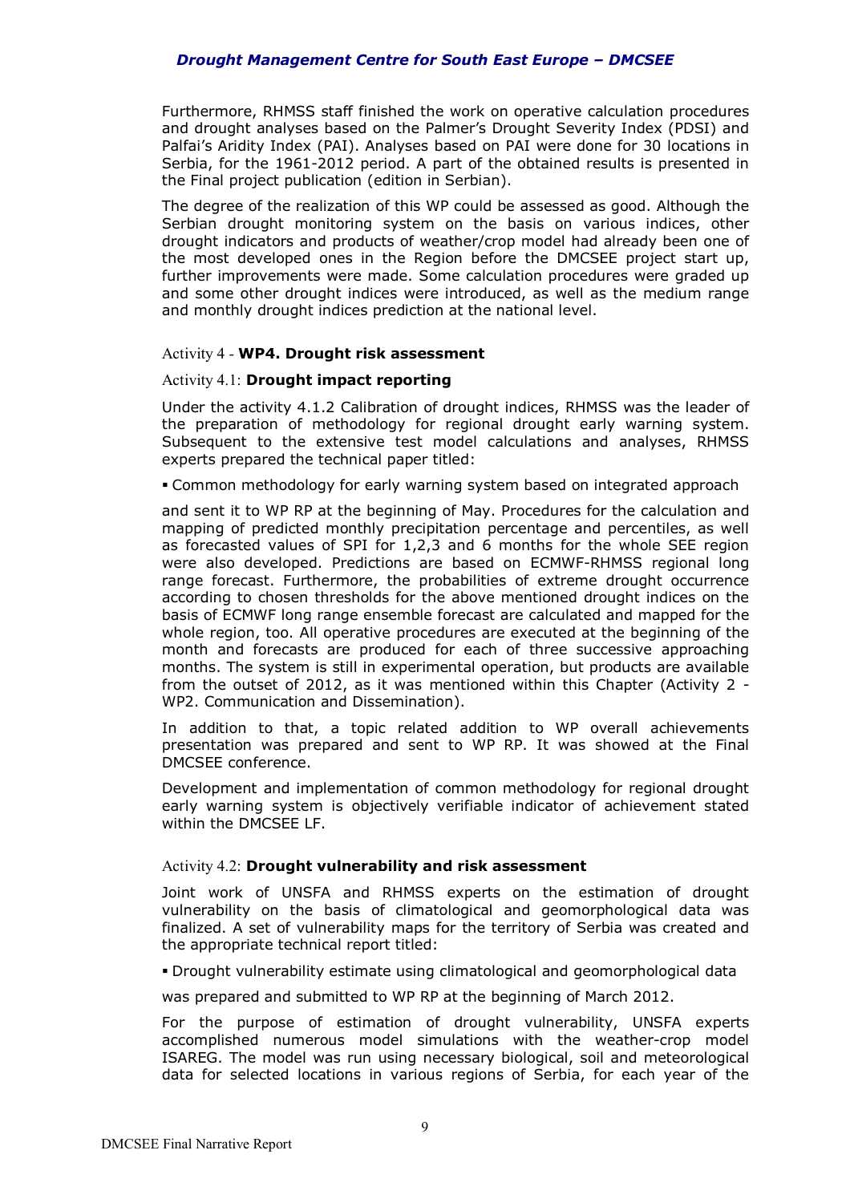Furthermore, RHMSS staff finished the work on operative calculation procedures and drought analyses based on the Palmer's Drought Severity Index (PDSI) and Palfai's Aridity Index (PAI). Analyses based on PAI were done for 30 locations in Serbia, for the 1961-2012 period. A part of the obtained results is presented in the Final project publication (edition in Serbian).

The degree of the realization of this WP could be assessed as good. Although the Serbian drought monitoring system on the basis on various indices, other drought indicators and products of weather/crop model had already been one of the most developed ones in the Region before the DMCSEE project start up, further improvements were made. Some calculation procedures were graded up and some other drought indices were introduced, as well as the medium range and monthly drought indices prediction at the national level.

### Activity 4 - **WP4. Drought risk assessment**

#### Activity 4.1: **Drought impact reporting**

Under the activity 4.1.2 Calibration of drought indices, RHMSS was the leader of the preparation of methodology for regional drought early warning system. Subsequent to the extensive test model calculations and analyses, RHMSS experts prepared the technical paper titled:

- Common methodology for early warning system based on integrated approach

and sent it to WP RP at the beginning of May. Procedures for the calculation and mapping of predicted monthly precipitation percentage and percentiles, as well as forecasted values of SPI for 1,2,3 and 6 months for the whole SEE region were also developed. Predictions are based on ECMWF-RHMSS regional long range forecast. Furthermore, the probabilities of extreme drought occurrence according to chosen thresholds for the above mentioned drought indices on the basis of ECMWF long range ensemble forecast are calculated and mapped for the whole region, too. All operative procedures are executed at the beginning of the month and forecasts are produced for each of three successive approaching months. The system is still in experimental operation, but products are available from the outset of 2012, as it was mentioned within this Chapter (Activity 2 - WP2. Communication and Dissemination).

In addition to that, a topic related addition to WP overall achievements presentation was prepared and sent to WP RP. It was showed at the Final DMCSEE conference.

Development and implementation of common methodology for regional drought early warning system is objectively verifiable indicator of achievement stated within the DMCSEE LF.

#### Activity 4.2: **Drought vulnerability and risk assessment**

Joint work of UNSFA and RHMSS experts on the estimation of drought vulnerability on the basis of climatological and geomorphological data was finalized. A set of vulnerability maps for the territory of Serbia was created and the appropriate technical report titled:

- Drought vulnerability estimate using climatological and geomorphological data

was prepared and submitted to WP RP at the beginning of March 2012.

For the purpose of estimation of drought vulnerability, UNSFA experts accomplished numerous model simulations with the weather-crop model ISAREG. The model was run using necessary biological, soil and meteorological data for selected locations in various regions of Serbia, for each year of the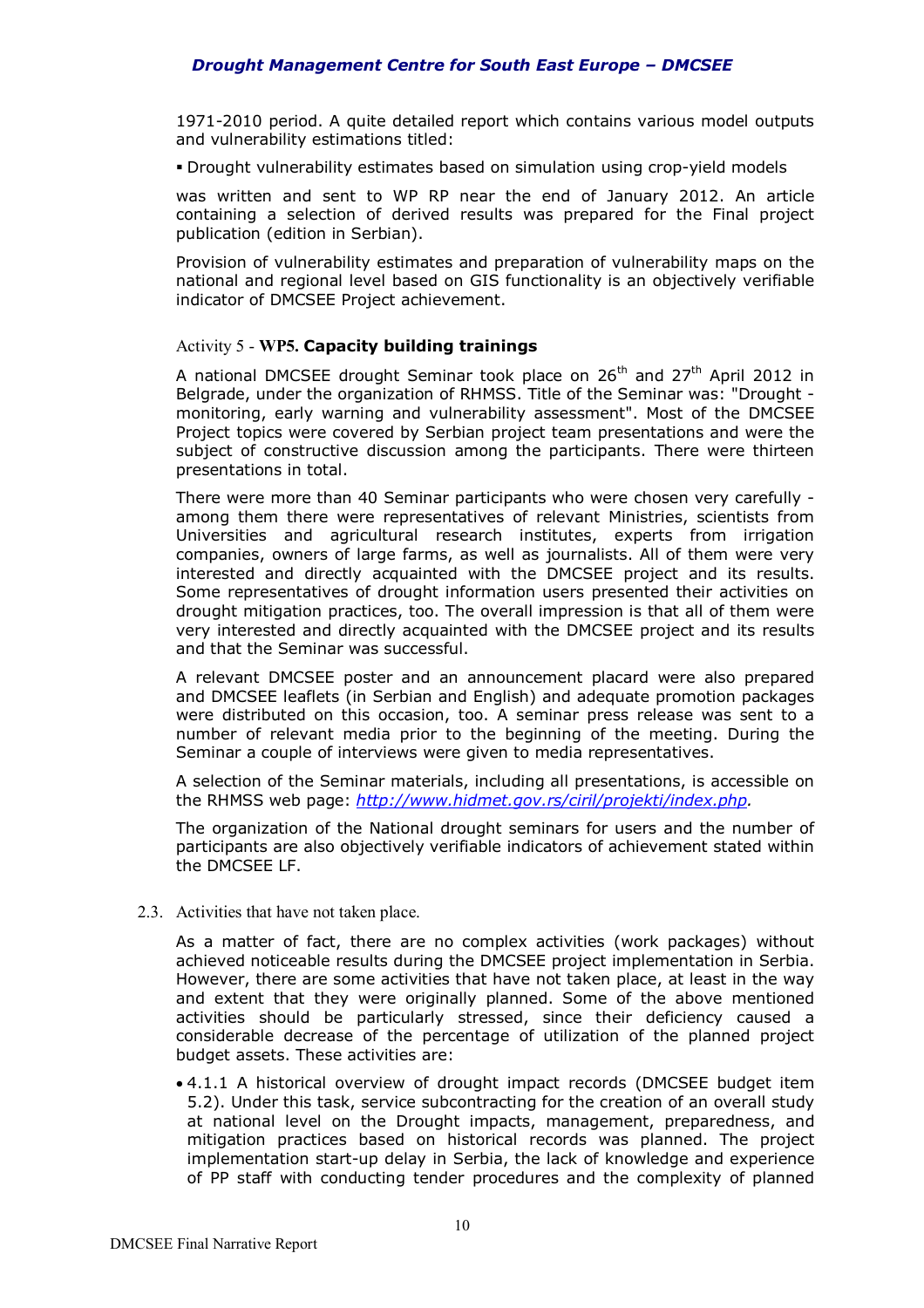1971-2010 period. A quite detailed report which contains various model outputs and vulnerability estimations titled:

- Drought vulnerability estimates based on simulation using crop-yield models

was written and sent to WP RP near the end of January 2012. An article containing a selection of derived results was prepared for the Final project publication (edition in Serbian).

Provision of vulnerability estimates and preparation of vulnerability maps on the national and regional level based on GIS functionality is an objectively verifiable indicator of DMCSEE Project achievement.

### Activity 5 - **WP5. Capacity building trainings**

A national DMCSEE drought Seminar took place on 26th and 27th April 2012 in Belgrade, under the organization of RHMSS. Title of the Seminar was: "Drought - monitoring, early warning and vulnerability assessment". Most of the DMCSEE Project topics were covered by Serbian project team presentations and were the subject of constructive discussion among the participants. There were thirteen presentations in total.

There were more than 40 Seminar participants who were chosen very carefully - among them there were representatives of relevant Ministries, scientists from Universities and agricultural research institutes, experts from irrigation companies, owners of large farms, as well as journalists. All of them were very interested and directly acquainted with the DMCSEE project and its results. Some representatives of drought information users presented their activities on drought mitigation practices, too. The overall impression is that all of them were very interested and directly acquainted with the DMCSEE project and its results and that the Seminar was successful.

A relevant DMCSEE poster and an announcement placard were also prepared and DMCSEE leaflets (in Serbian and English) and adequate promotion packages were distributed on this occasion, too. A seminar press release was sent to a number of relevant media prior to the beginning of the meeting. During the Seminar a couple of interviews were given to media representatives.

A selection of the Seminar materials, including all presentations, is accessible on the RHMSS web page: *http://www.hidmet.gov.rs/ciril/projekti/index.php*.

The organization of the National drought seminars for users and the number of participants are also objectively verifiable indicators of achievement stated within the DMCSEE LF.

## 2.3. Activities that have not taken place.

As a matter of fact, there are no complex activities (work packages) without achieved noticeable results during the DMCSEE project implementation in Serbia. However, there are some activities that have not taken place, at least in the way and extent that they were originally planned. Some of the above mentioned activities should be particularly stressed, since their deficiency caused a considerable decrease of the percentage of utilization of the planned project budget assets. These activities are:

- 4.1.1 A historical overview of drought impact records (DMCSEE budget item 5.2). Under this task, service subcontracting for the creation of an overall study at national level on the Drought impacts, management, preparedness, and mitigation practices based on historical records was planned. The project implementation start-up delay in Serbia, the lack of knowledge and experience of PP staff with conducting tender procedures and the complexity of planned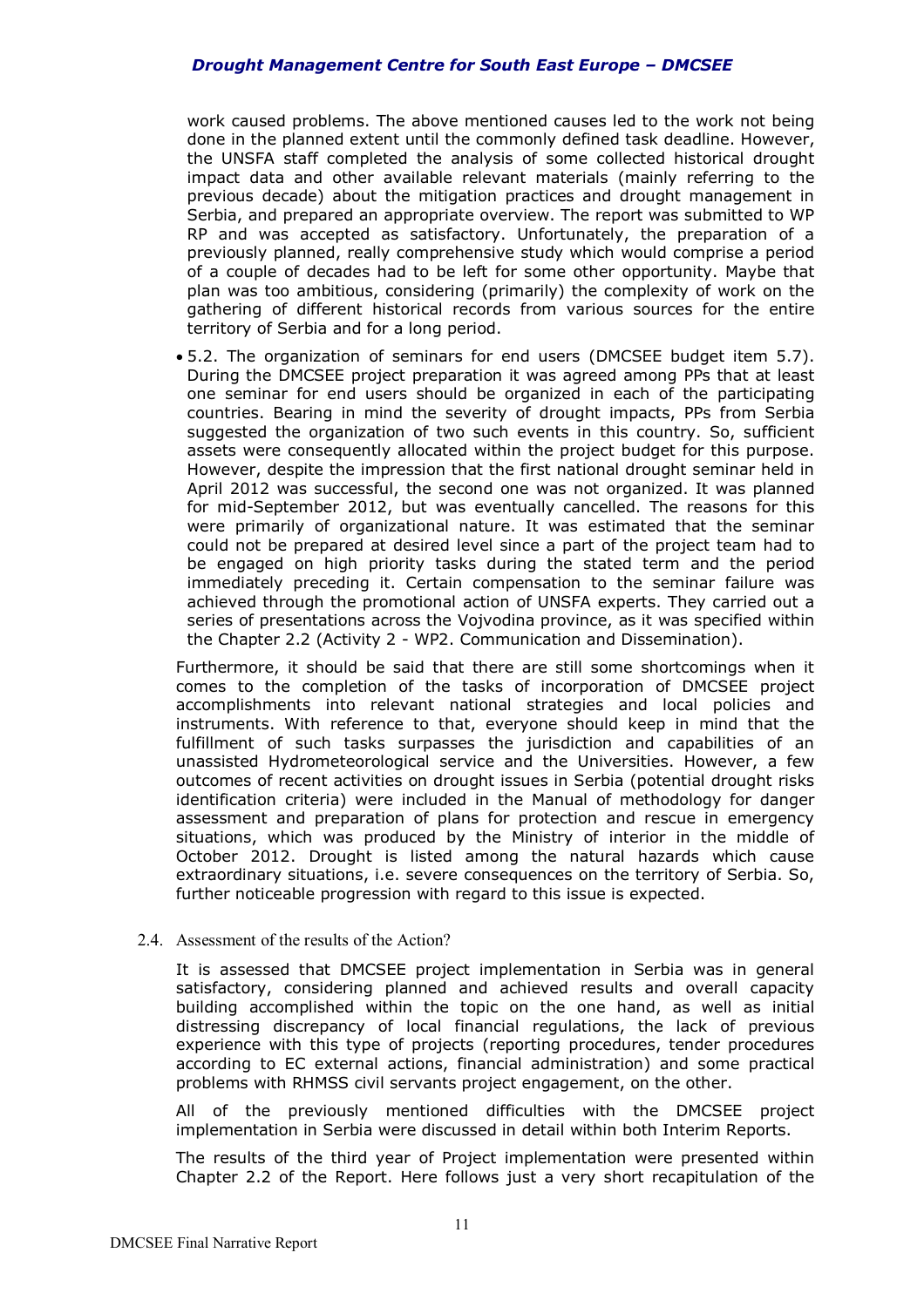work caused problems. The above mentioned causes led to the work not being done in the planned extent until the commonly defined task deadline. However, the UNSFA staff completed the analysis of some collected historical drought impact data and other available relevant materials (mainly referring to the previous decade) about the mitigation practices and drought management in Serbia, and prepared an appropriate overview. The report was submitted to WP RP and was accepted as satisfactory. Unfortunately, the preparation of a previously planned, really comprehensive study which would comprise a period of a couple of decades had to be left for some other opportunity. Maybe that plan was too ambitious, considering (primarily) the complexity of work on the gathering of different historical records from various sources for the entire territory of Serbia and for a long period.

- 5.2. The organization of seminars for end users (DMCSEE budget item 5.7). During the DMCSEE project preparation it was agreed among PPs that at least one seminar for end users should be organized in each of the participating countries. Bearing in mind the severity of drought impacts, PPs from Serbia suggested the organization of two such events in this country. So, sufficient assets were consequently allocated within the project budget for this purpose. However, despite the impression that the first national drought seminar held in April 2012 was successful, the second one was not organized. It was planned for mid-September 2012, but was eventually cancelled. The reasons for this were primarily of organizational nature. It was estimated that the seminar could not be prepared at desired level since a part of the project team had to be engaged on high priority tasks during the stated term and the period immediately preceding it. Certain compensation to the seminar failure was achieved through the promotional action of UNSFA experts. They carried out a series of presentations across the Vojvodina province, as it was specified within the Chapter 2.2 (Activity 2 - WP2. Communication and Dissemination).

Furthermore, it should be said that there are still some shortcomings when it comes to the completion of the tasks of incorporation of DMCSEE project accomplishments into relevant national strategies and local policies and instruments. With reference to that, everyone should keep in mind that the fulfillment of such tasks surpasses the jurisdiction and capabilities of an unassisted Hydrometeorological service and the Universities. However, a few outcomes of recent activities on drought issues in Serbia (potential drought risks identification criteria) were included in the Manual of methodology for danger assessment and preparation of plans for protection and rescue in emergency situations, which was produced by the Ministry of interior in the middle of October 2012. Drought is listed among the natural hazards which cause extraordinary situations, i.e. severe consequences on the territory of Serbia. So, further noticeable progression with regard to this issue is expected.

## 2.4. Assessment of the results of the Action?

It is assessed that DMCSEE project implementation in Serbia was in general satisfactory, considering planned and achieved results and overall capacity building accomplished within the topic on the one hand, as well as initial distressing discrepancy of local financial regulations, the lack of previous experience with this type of projects (reporting procedures, tender procedures according to EC external actions, financial administration) and some practical problems with RHMSS civil servants project engagement, on the other.

All of the previously mentioned difficulties with the DMCSEE project implementation in Serbia were discussed in detail within both Interim Reports.

The results of the third year of Project implementation were presented within Chapter 2.2 of the Report. Here follows just a very short recapitulation of the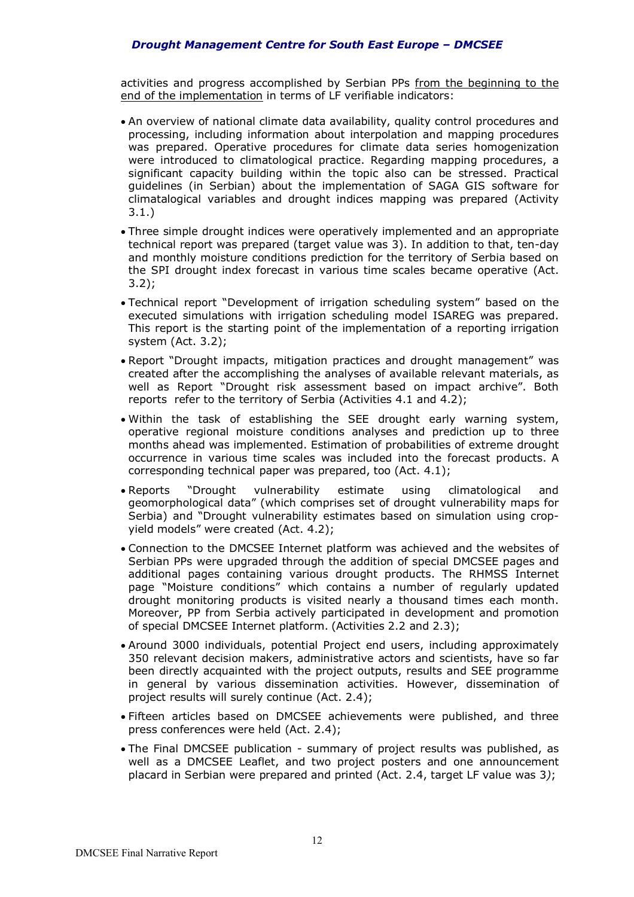activities and progress accomplished by Serbian PPs from the beginning to the end of the implementation in terms of LF verifiable indicators:

- An overview of national climate data availability, quality control procedures and processing, including information about interpolation and mapping procedures was prepared. Operative procedures for climate data series homogenization were introduced to climatological practice. Regarding mapping procedures, a significant capacity building within the topic also can be stressed. Practical guidelines (in Serbian) about the implementation of SAGA GIS software for climatalogical variables and drought indices mapping was prepared (Activity 3.1.)
- Three simple drought indices were operatively implemented and an appropriate technical report was prepared (target value was 3). In addition to that, ten-day and monthly moisture conditions prediction for the territory of Serbia based on the SPI drought index forecast in various time scales became operative (Act. 3.2);
- Technical report "Development of irrigation scheduling system" based on the executed simulations with irrigation scheduling model ISAREG was prepared. This report is the starting point of the implementation of a reporting irrigation system (Act. 3.2);
- Report "Drought impacts, mitigation practices and drought management" was created after the accomplishing the analyses of available relevant materials, as well as Report "Drought risk assessment based on impact archive". Both reports refer to the territory of Serbia (Activities 4.1 and 4.2);
- Within the task of establishing the SEE drought early warning system, operative regional moisture conditions analyses and prediction up to three months ahead was implemented. Estimation of probabilities of extreme drought occurrence in various time scales was included into the forecast products. A corresponding technical paper was prepared, too (Act. 4.1);
- Reports "Drought vulnerability estimate using climatological and geomorphological data" (which comprises set of drought vulnerability maps for Serbia) and "Drought vulnerability estimates based on simulation using crop-yield models" were created (Act. 4.2);
- Connection to the DMCSEE Internet platform was achieved and the websites of Serbian PPs were upgraded through the addition of special DMCSEE pages and additional pages containing various drought products. The RHMSS Internet page "Moisture conditions" which contains a number of regularly updated drought monitoring products is visited nearly a thousand times each month. Moreover, PP from Serbia actively participated in development and promotion of special DMCSEE Internet platform. (Activities 2.2 and 2.3);
- Around 3000 individuals, potential Project end users, including approximately 350 relevant decision makers, administrative actors and scientists, have so far been directly acquainted with the project outputs, results and SEE programme in general by various dissemination activities. However, dissemination of project results will surely continue (Act. 2.4);
- Fifteen articles based on DMCSEE achievements were published, and three press conferences were held (Act. 2.4);
- The Final DMCSEE publication - summary of project results was published, as well as a DMCSEE Leaflet, and two project posters and one announcement placard in Serbian were prepared and printed (Act. 2.4, target LF value was 3);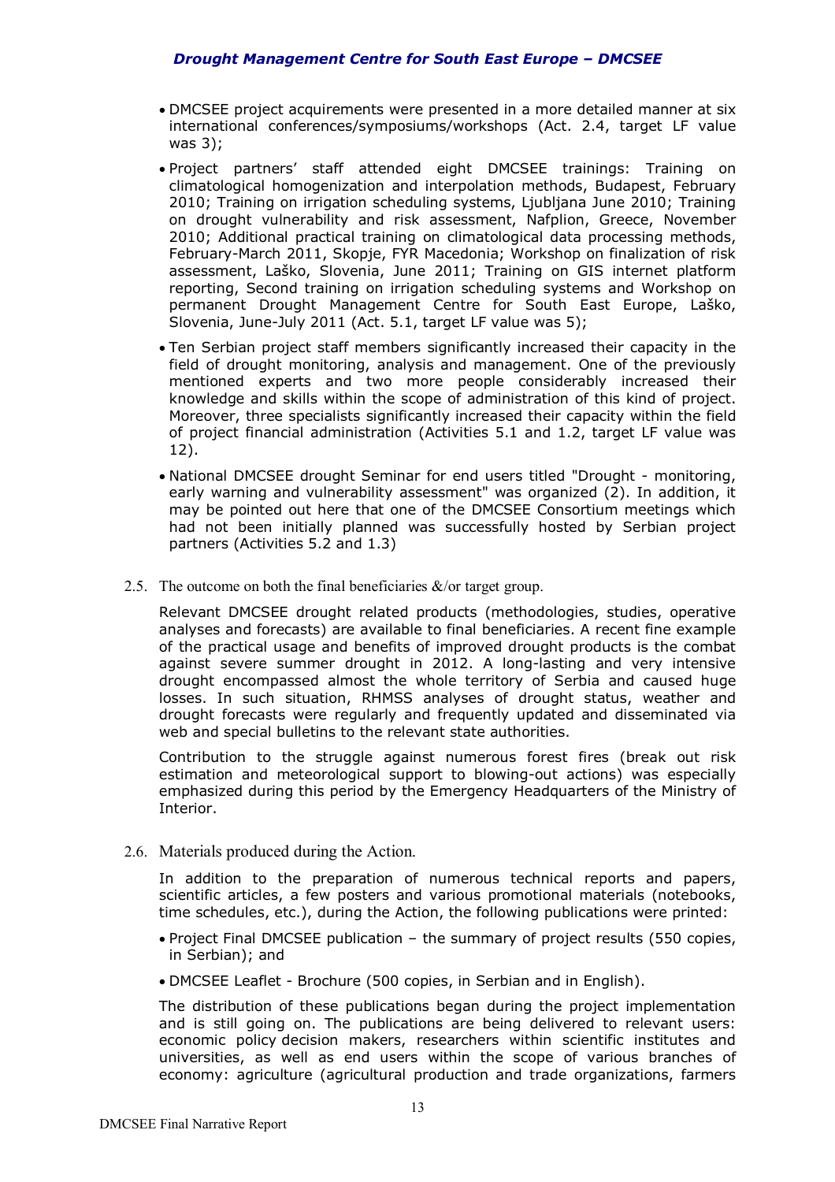- DMCSEE project acquirements were presented in a more detailed manner at six international conferences/symposiums/workshops (Act. 2.4, target LF value was 3);
- Project partners' staff attended eight DMCSEE trainings: Training on climatological homogenization and interpolation methods, Budapest, February 2010; Training on irrigation scheduling systems, Ljubljana June 2010; Training on drought vulnerability and risk assessment, Nafplion, Greece, November 2010; Additional practical training on climatological data processing methods, February-March 2011, Skopje, FYR Macedonia; Workshop on finalization of risk assessment, Laško, Slovenia, June 2011; Training on GIS internet platform reporting, Second training on irrigation scheduling systems and Workshop on permanent Drought Management Centre for South East Europe, Laško, Slovenia, June-July 2011 (Act. 5.1, target LF value was 5);
- Ten Serbian project staff members significantly increased their capacity in the field of drought monitoring, analysis and management. One of the previously mentioned experts and two more people considerably increased their knowledge and skills within the scope of administration of this kind of project. Moreover, three specialists significantly increased their capacity within the field of project financial administration (Activities 5.1 and 1.2, target LF value was 12).
- National DMCSEE drought Seminar for end users titled "Drought - monitoring, early warning and vulnerability assessment" was organized (2). In addition, it may be pointed out here that one of the DMCSEE Consortium meetings which had not been initially planned was successfully hosted by Serbian project partners (Activities 5.2 and 1.3)

2.5. The outcome on both the final beneficiaries &/or target group.

Relevant DMCSEE drought related products (methodologies, studies, operative analyses and forecasts) are available to final beneficiaries. A recent fine example of the practical usage and benefits of improved drought products is the combat against severe summer drought in 2012. A long-lasting and very intensive drought encompassed almost the whole territory of Serbia and caused huge losses. In such situation, RHMSS analyses of drought status, weather and drought forecasts were regularly and frequently updated and disseminated via web and special bulletins to the relevant state authorities.

Contribution to the struggle against numerous forest fires (break out risk estimation and meteorological support to blowing-out actions) was especially emphasized during this period by the Emergency Headquarters of the Ministry of Interior.

2.6. Materials produced during the Action.

In addition to the preparation of numerous technical reports and papers, scientific articles, a few posters and various promotional materials (notebooks, time schedules, etc.), during the Action, the following publications were printed:

- Project Final DMCSEE publication – the summary of project results (550 copies, in Serbian); and
- DMCSEE Leaflet - Brochure (500 copies, in Serbian and in English).

The distribution of these publications began during the project implementation and is still going on. The publications are being delivered to relevant users: economic policy decision makers, researchers within scientific institutes and universities, as well as end users within the scope of various branches of economy: agriculture (agricultural production and trade organizations, farmers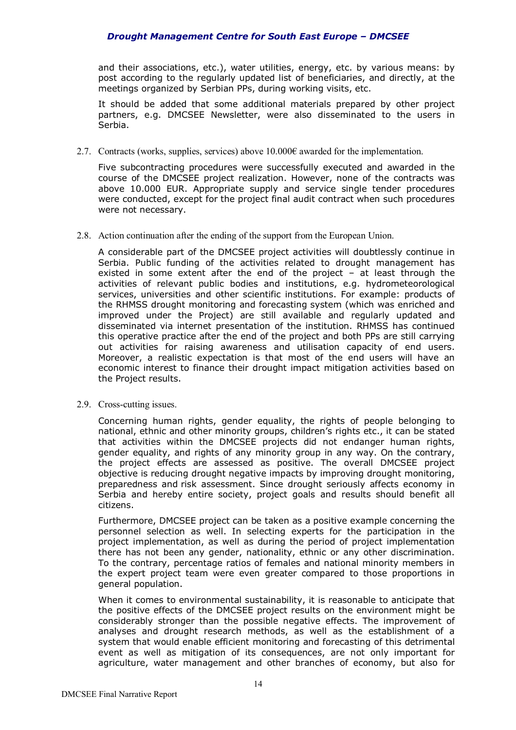and their associations, etc.), water utilities, energy, etc. by various means: by post according to the regularly updated list of beneficiaries, and directly, at the meetings organized by Serbian PPs, during working visits, etc.

It should be added that some additional materials prepared by other project partners, e.g. DMCSEE Newsletter, were also disseminated to the users in Serbia.

2.7. Contracts (works, supplies, services) above 10.000€ awarded for the implementation.

Five subcontracting procedures were successfully executed and awarded in the course of the DMCSEE project realization. However, none of the contracts was above 10.000 EUR. Appropriate supply and service single tender procedures were conducted, except for the project final audit contract when such procedures were not necessary.

2.8. Action continuation after the ending of the support from the European Union.

A considerable part of the DMCSEE project activities will doubtlessly continue in Serbia. Public funding of the activities related to drought management has existed in some extent after the end of the project – at least through the activities of relevant public bodies and institutions, e.g. hydrometeorological services, universities and other scientific institutions. For example: products of the RHMSS drought monitoring and forecasting system (which was enriched and improved under the Project) are still available and regularly updated and disseminated via internet presentation of the institution. RHMSS has continued this operative practice after the end of the project and both PPs are still carrying out activities for raising awareness and utilisation capacity of end users. Moreover, a realistic expectation is that most of the end users will have an economic interest to finance their drought impact mitigation activities based on the Project results.

2.9. Cross-cutting issues.

Concerning human rights, gender equality, the rights of people belonging to national, ethnic and other minority groups, children's rights etc., it can be stated that activities within the DMCSEE projects did not endanger human rights, gender equality, and rights of any minority group in any way. On the contrary, the project effects are assessed as positive. The overall DMCSEE project objective is reducing drought negative impacts by improving drought monitoring, preparedness and risk assessment. Since drought seriously affects economy in Serbia and hereby entire society, project goals and results should benefit all citizens.

Furthermore, DMCSEE project can be taken as a positive example concerning the personnel selection as well. In selecting experts for the participation in the project implementation, as well as during the period of project implementation there has not been any gender, nationality, ethnic or any other discrimination. To the contrary, percentage ratios of females and national minority members in the expert project team were even greater compared to those proportions in general population.

When it comes to environmental sustainability, it is reasonable to anticipate that the positive effects of the DMCSEE project results on the environment might be considerably stronger than the possible negative effects. The improvement of analyses and drought research methods, as well as the establishment of a system that would enable efficient monitoring and forecasting of this detrimental event as well as mitigation of its consequences, are not only important for agriculture, water management and other branches of economy, but also for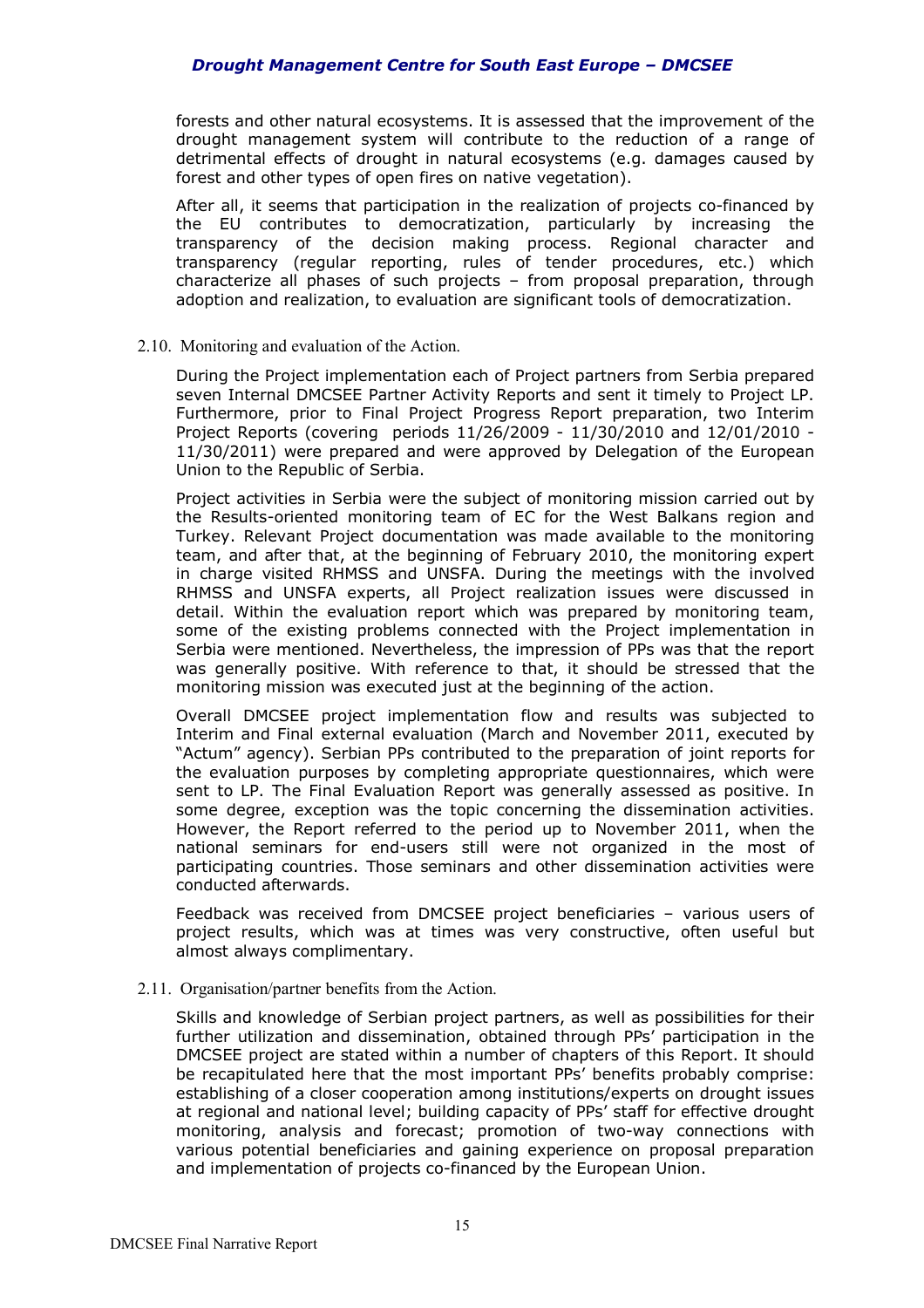forests and other natural ecosystems. It is assessed that the improvement of the drought management system will contribute to the reduction of a range of detrimental effects of drought in natural ecosystems (e.g. damages caused by forest and other types of open fires on native vegetation).

After all, it seems that participation in the realization of projects co-financed by the EU contributes to democratization, particularly by increasing the transparency of the decision making process. Regional character and transparency (regular reporting, rules of tender procedures, etc.) which characterize all phases of such projects – from proposal preparation, through adoption and realization, to evaluation are significant tools of democratization.

## 2.10. Monitoring and evaluation of the Action.

During the Project implementation each of Project partners from Serbia prepared seven Internal DMCSEE Partner Activity Reports and sent it timely to Project LP. Furthermore, prior to Final Project Progress Report preparation, two Interim Project Reports (covering periods 11/26/2009 - 11/30/2010 and 12/01/2010 - 11/30/2011) were prepared and were approved by Delegation of the European Union to the Republic of Serbia.

Project activities in Serbia were the subject of monitoring mission carried out by the Results-oriented monitoring team of EC for the West Balkans region and Turkey. Relevant Project documentation was made available to the monitoring team, and after that, at the beginning of February 2010, the monitoring expert in charge visited RHMSS and UNSFA. During the meetings with the involved RHMSS and UNSFA experts, all Project realization issues were discussed in detail. Within the evaluation report which was prepared by monitoring team, some of the existing problems connected with the Project implementation in Serbia were mentioned. Nevertheless, the impression of PPs was that the report was generally positive. With reference to that, it should be stressed that the monitoring mission was executed just at the beginning of the action.

Overall DMCSEE project implementation flow and results was subjected to Interim and Final external evaluation (March and November 2011, executed by "Actum" agency). Serbian PPs contributed to the preparation of joint reports for the evaluation purposes by completing appropriate questionnaires, which were sent to LP. The Final Evaluation Report was generally assessed as positive. In some degree, exception was the topic concerning the dissemination activities. However, the Report referred to the period up to November 2011, when the national seminars for end-users still were not organized in the most of participating countries. Those seminars and other dissemination activities were conducted afterwards.

Feedback was received from DMCSEE project beneficiaries – various users of project results, which was at times was very constructive, often useful but almost always complimentary.

## 2.11. Organisation/partner benefits from the Action.

Skills and knowledge of Serbian project partners, as well as possibilities for their further utilization and dissemination, obtained through PPs' participation in the DMCSEE project are stated within a number of chapters of this Report. It should be recapitulated here that the most important PPs' benefits probably comprise: establishing of a closer cooperation among institutions/experts on drought issues at regional and national level; building capacity of PPs' staff for effective drought monitoring, analysis and forecast; promotion of two-way connections with various potential beneficiaries and gaining experience on proposal preparation and implementation of projects co-financed by the European Union.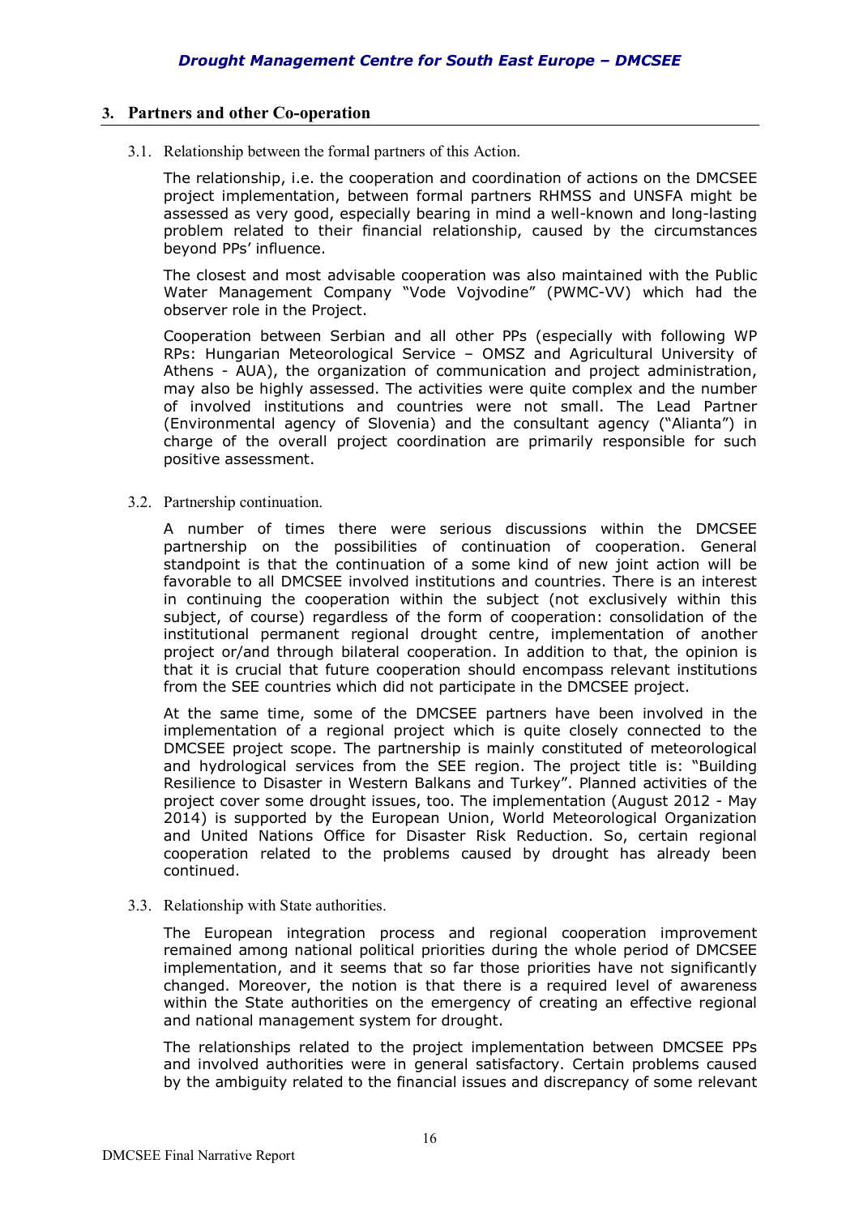## 3. Partners and other Co-operation

### 3.1. Relationship between the formal partners of this Action.

The relationship, i.e. the cooperation and coordination of actions on the DMCSEE project implementation, between formal partners RHMSS and UNSFA might be assessed as very good, especially bearing in mind a well-known and long-lasting problem related to their financial relationship, caused by the circumstances beyond PPs' influence.

The closest and most advisable cooperation was also maintained with the Public Water Management Company "Vode Vojvodine" (PWMC-VV) which had the observer role in the Project.

Cooperation between Serbian and all other PPs (especially with following WP RPs: Hungarian Meteorological Service – OMSZ and Agricultural University of Athens - AUA), the organization of communication and project administration, may also be highly assessed. The activities were quite complex and the number of involved institutions and countries were not small. The Lead Partner (Environmental agency of Slovenia) and the consultant agency ("Alianta") in charge of the overall project coordination are primarily responsible for such positive assessment.

### 3.2. Partnership continuation.

A number of times there were serious discussions within the DMCSEE partnership on the possibilities of continuation of cooperation. General standpoint is that the continuation of a some kind of new joint action will be favorable to all DMCSEE involved institutions and countries. There is an interest in continuing the cooperation within the subject (not exclusively within this subject, of course) regardless of the form of cooperation: consolidation of the institutional permanent regional drought centre, implementation of another project or/and through bilateral cooperation. In addition to that, the opinion is that it is crucial that future cooperation should encompass relevant institutions from the SEE countries which did not participate in the DMCSEE project.

At the same time, some of the DMCSEE partners have been involved in the implementation of a regional project which is quite closely connected to the DMCSEE project scope. The partnership is mainly constituted of meteorological and hydrological services from the SEE region. The project title is: "Building Resilience to Disaster in Western Balkans and Turkey". Planned activities of the project cover some drought issues, too. The implementation (August 2012 - May 2014) is supported by the European Union, World Meteorological Organization and United Nations Office for Disaster Risk Reduction. So, certain regional cooperation related to the problems caused by drought has already been continued.

### 3.3. Relationship with State authorities.

The European integration process and regional cooperation improvement remained among national political priorities during the whole period of DMCSEE implementation, and it seems that so far those priorities have not significantly changed. Moreover, the notion is that there is a required level of awareness within the State authorities on the emergency of creating an effective regional and national management system for drought.

The relationships related to the project implementation between DMCSEE PPs and involved authorities were in general satisfactory. Certain problems caused by the ambiguity related to the financial issues and discrepancy of some relevant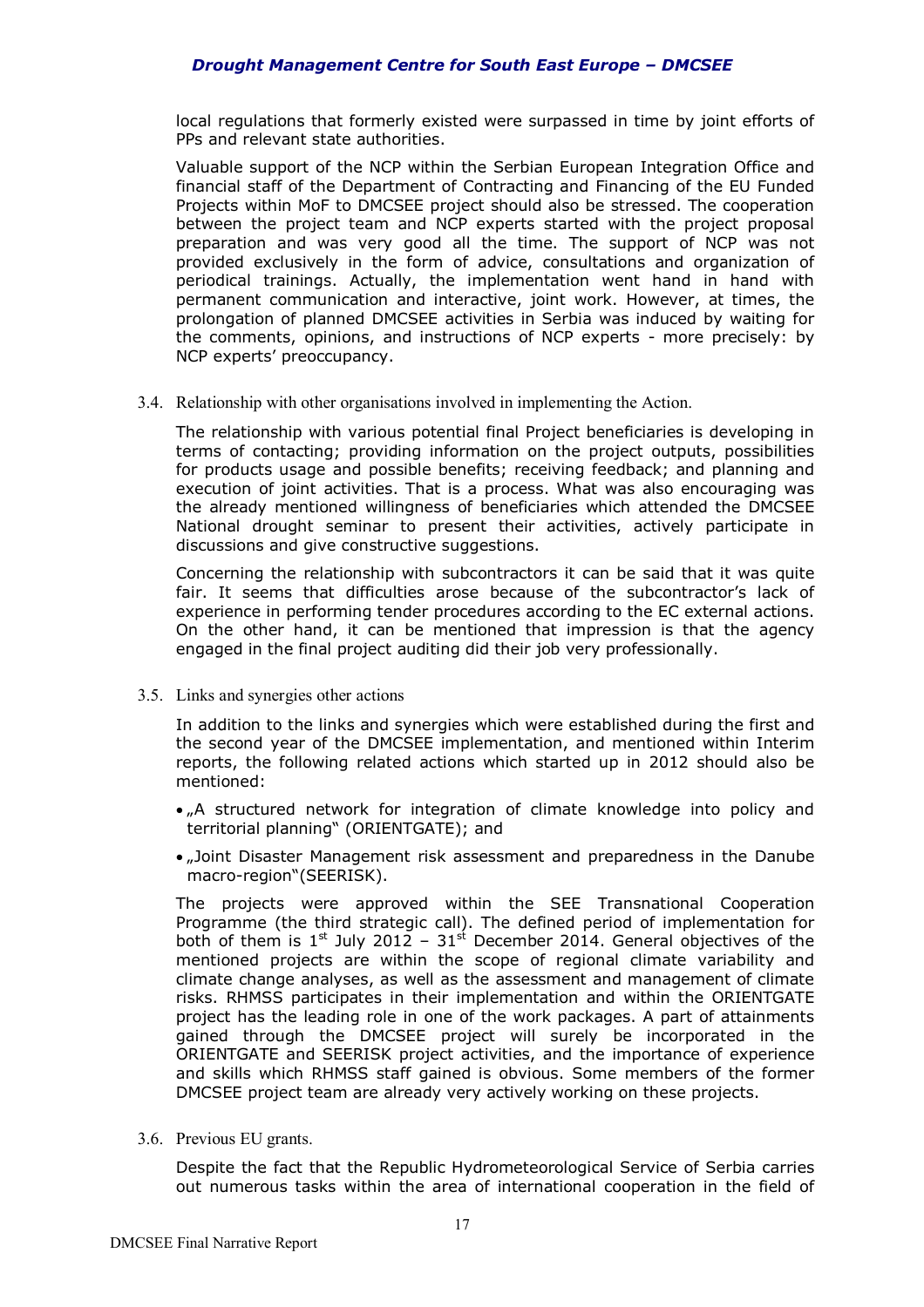local regulations that formerly existed were surpassed in time by joint efforts of PPs and relevant state authorities.

Valuable support of the NCP within the Serbian European Integration Office and financial staff of the Department of Contracting and Financing of the EU Funded Projects within MoF to DMCSEE project should also be stressed. The cooperation between the project team and NCP experts started with the project proposal preparation and was very good all the time. The support of NCP was not provided exclusively in the form of advice, consultations and organization of periodical trainings. Actually, the implementation went hand in hand with permanent communication and interactive, joint work. However, at times, the prolongation of planned DMCSEE activities in Serbia was induced by waiting for the comments, opinions, and instructions of NCP experts - more precisely: by NCP experts' preoccupancy.

### 3.4. Relationship with other organisations involved in implementing the Action.

The relationship with various potential final Project beneficiaries is developing in terms of contacting; providing information on the project outputs, possibilities for products usage and possible benefits; receiving feedback; and planning and execution of joint activities. That is a process. What was also encouraging was the already mentioned willingness of beneficiaries which attended the DMCSEE National drought seminar to present their activities, actively participate in discussions and give constructive suggestions.

Concerning the relationship with subcontractors it can be said that it was quite fair. It seems that difficulties arose because of the subcontractor's lack of experience in performing tender procedures according to the EC external actions. On the other hand, it can be mentioned that impression is that the agency engaged in the final project auditing did their job very professionally.

### 3.5. Links and synergies other actions

In addition to the links and synergies which were established during the first and the second year of the DMCSEE implementation, and mentioned within Interim reports, the following related actions which started up in 2012 should also be mentioned:

- „A structured network for integration of climate knowledge into policy and territorial planning" (ORIENTGATE); and
- „Joint Disaster Management risk assessment and preparedness in the Danube macro-region"(SEERISK).

The projects were approved within the SEE Transnational Cooperation Programme (the third strategic call). The defined period of implementation for both of them is 1st July 2012 – 31st December 2014. General objectives of the mentioned projects are within the scope of regional climate variability and climate change analyses, as well as the assessment and management of climate risks. RHMSS participates in their implementation and within the ORIENTGATE project has the leading role in one of the work packages. A part of attainments gained through the DMCSEE project will surely be incorporated in the ORIENTGATE and SEERISK project activities, and the importance of experience and skills which RHMSS staff gained is obvious. Some members of the former DMCSEE project team are already very actively working on these projects.

### 3.6. Previous EU grants.

Despite the fact that the Republic Hydrometeorological Service of Serbia carries out numerous tasks within the area of international cooperation in the field of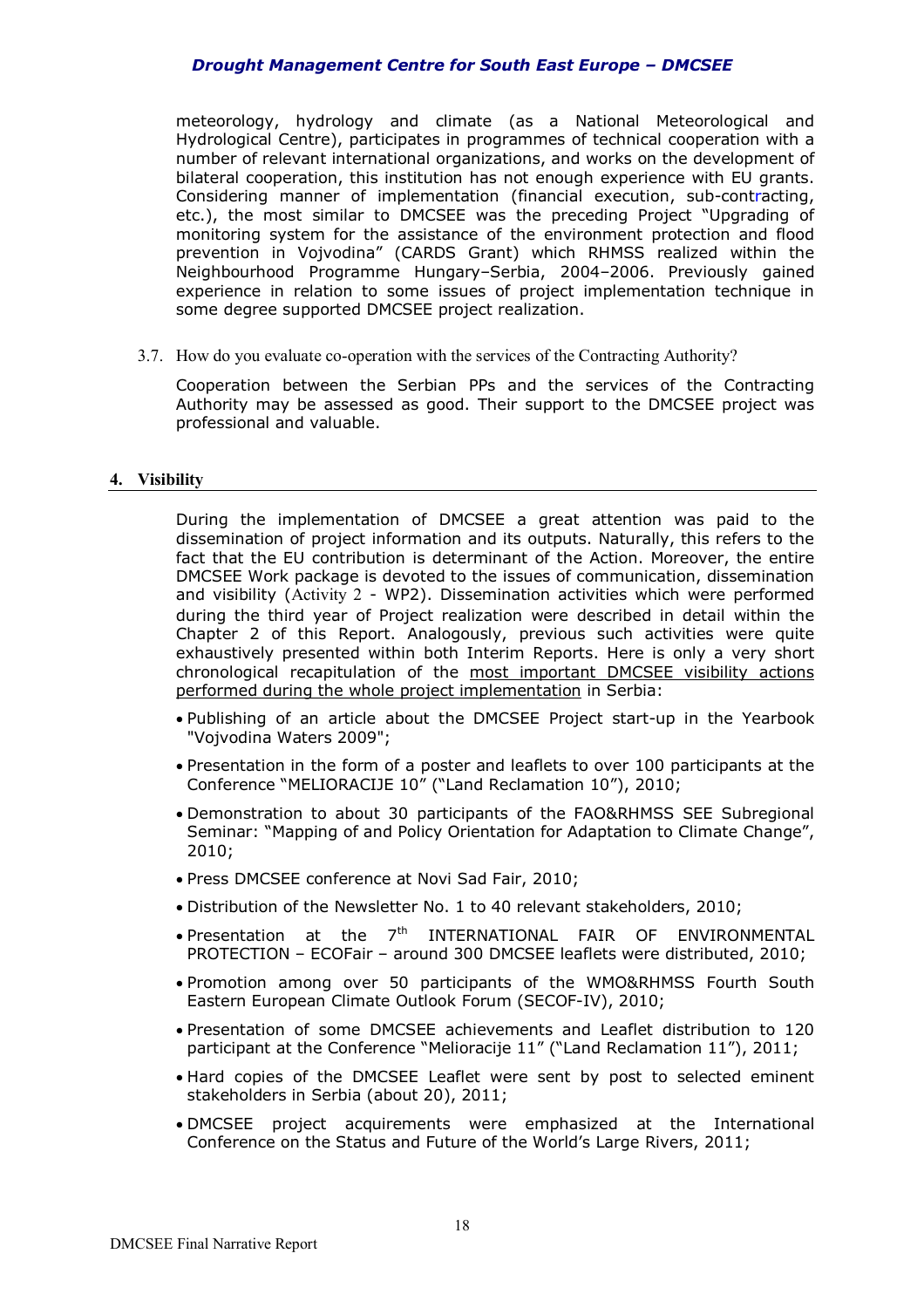meteorology, hydrology and climate (as a National Meteorological and Hydrological Centre), participates in programmes of technical cooperation with a number of relevant international organizations, and works on the development of bilateral cooperation, this institution has not enough experience with EU grants. Considering manner of implementation (financial execution, sub-contracting, etc.), the most similar to DMCSEE was the preceding Project "Upgrading of monitoring system for the assistance of the environment protection and flood prevention in Vojvodina" (CARDS Grant) which RHMSS realized within the Neighbourhood Programme Hungary–Serbia, 2004–2006. Previously gained experience in relation to some issues of project implementation technique in some degree supported DMCSEE project realization.

3.7. How do you evaluate co-operation with the services of the Contracting Authority?

Cooperation between the Serbian PPs and the services of the Contracting Authority may be assessed as good. Their support to the DMCSEE project was professional and valuable.

## 4. Visibility

During the implementation of DMCSEE a great attention was paid to the dissemination of project information and its outputs. Naturally, this refers to the fact that the EU contribution is determinant of the Action. Moreover, the entire DMCSEE Work package is devoted to the issues of communication, dissemination and visibility (Activity 2 - WP2). Dissemination activities which were performed during the third year of Project realization were described in detail within the Chapter 2 of this Report. Analogously, previous such activities were quite exhaustively presented within both Interim Reports. Here is only a very short chronological recapitulation of the most important DMCSEE visibility actions performed during the whole project implementation in Serbia:

- Publishing of an article about the DMCSEE Project start-up in the Yearbook "Vojvodina Waters 2009";
- Presentation in the form of a poster and leaflets to over 100 participants at the Conference "MELIORACIJE 10" ("Land Reclamation 10"), 2010;
- Demonstration to about 30 participants of the FAO&RHMSS SEE Subregional Seminar: "Mapping of and Policy Orientation for Adaptation to Climate Change", 2010;
- Press DMCSEE conference at Novi Sad Fair, 2010;
- Distribution of the Newsletter No. 1 to 40 relevant stakeholders, 2010;
- Presentation at the 7th INTERNATIONAL FAIR OF ENVIRONMENTAL PROTECTION – ECOFair – around 300 DMCSEE leaflets were distributed, 2010;
- Promotion among over 50 participants of the WMO&RHMSS Fourth South Eastern European Climate Outlook Forum (SECOF-IV), 2010;
- Presentation of some DMCSEE achievements and Leaflet distribution to 120 participant at the Conference "Melioracije 11" ("Land Reclamation 11"), 2011;
- Hard copies of the DMCSEE Leaflet were sent by post to selected eminent stakeholders in Serbia (about 20), 2011;
- DMCSEE project acquirements were emphasized at the International Conference on the Status and Future of the World's Large Rivers, 2011;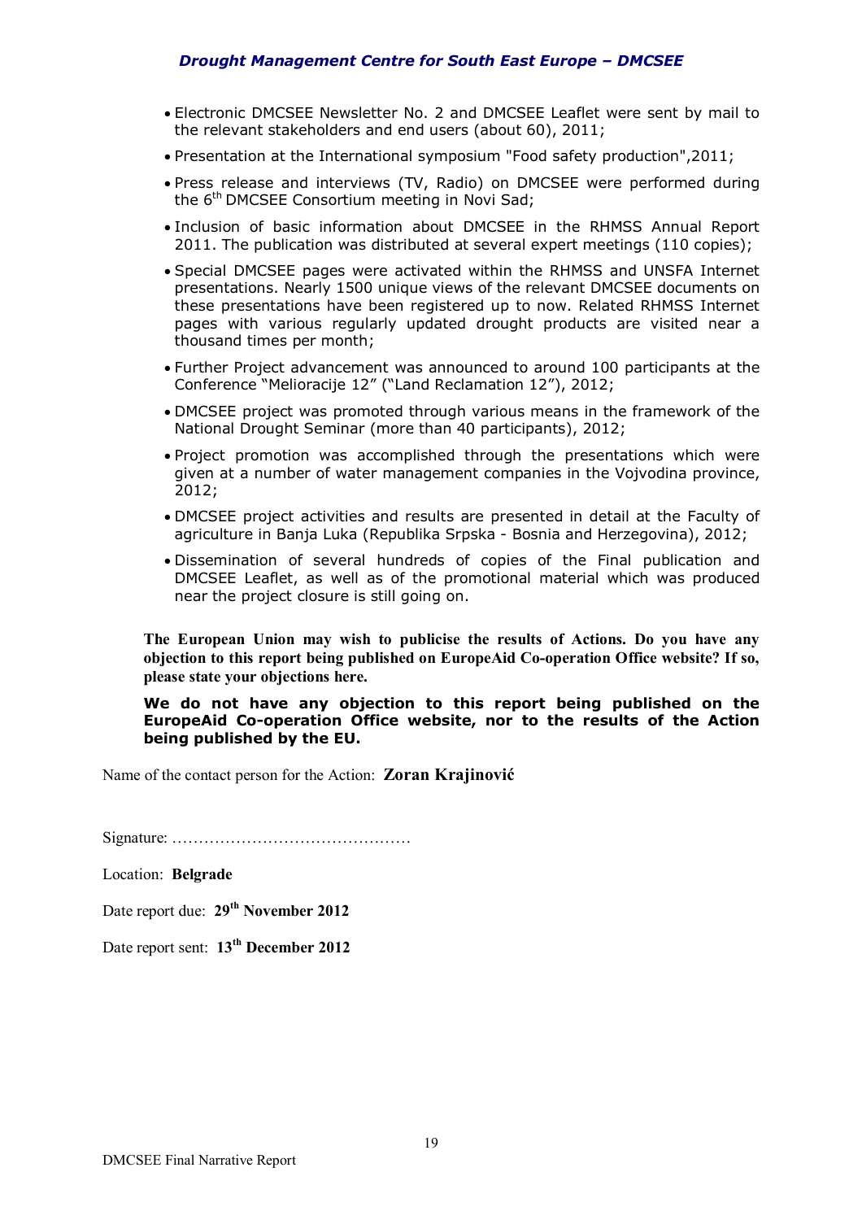- Electronic DMCSEE Newsletter No. 2 and DMCSEE Leaflet were sent by mail to the relevant stakeholders and end users (about 60), 2011;
- Presentation at the International symposium "Food safety production",2011;
- Press release and interviews (TV, Radio) on DMCSEE were performed during the 6th DMCSEE Consortium meeting in Novi Sad;
- Inclusion of basic information about DMCSEE in the RHMSS Annual Report 2011. The publication was distributed at several expert meetings (110 copies);
- Special DMCSEE pages were activated within the RHMSS and UNSFA Internet presentations. Nearly 1500 unique views of the relevant DMCSEE documents on these presentations have been registered up to now. Related RHMSS Internet pages with various regularly updated drought products are visited near a thousand times per month;
- Further Project advancement was announced to around 100 participants at the Conference "Melioracije 12" ("Land Reclamation 12"), 2012;
- DMCSEE project was promoted through various means in the framework of the National Drought Seminar (more than 40 participants), 2012;
- Project promotion was accomplished through the presentations which were given at a number of water management companies in the Vojvodina province, 2012;
- DMCSEE project activities and results are presented in detail at the Faculty of agriculture in Banja Luka (Republika Srpska - Bosnia and Herzegovina), 2012;
- Dissemination of several hundreds of copies of the Final publication and DMCSEE Leaflet, as well as of the promotional material which was produced near the project closure is still going on.

**The European Union may wish to publicise the results of Actions. Do you have any objection to this report being published on EuropeAid Co-operation Office website? If so, please state your objections here.**

**We do not have any objection to this report being published on the EuropeAid Co-operation Office website, nor to the results of the Action being published by the EU.**

Name of the contact person for the Action: **Zoran Krajinović**

Signature: ……………………………………….

Location: **Belgrade**

Date report due: **29th November 2012**

Date report sent: **13th December 2012**